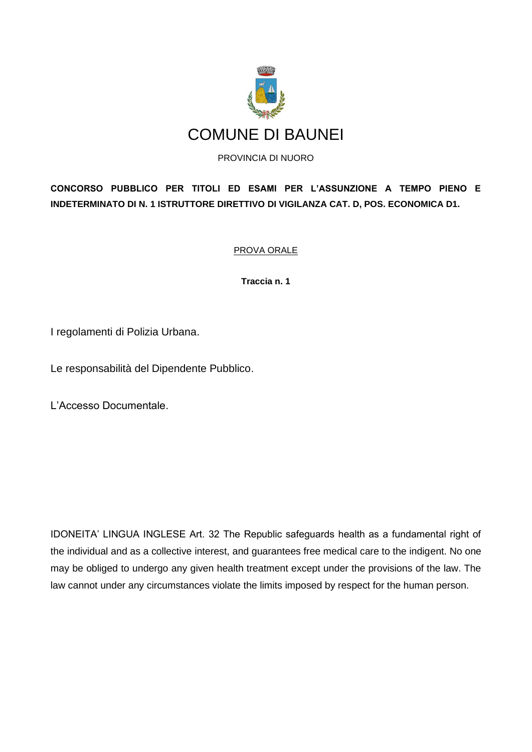# COMUNE DI BAUNEI

PROVINCIA DI NUORO

**CONCORSO PUBBLICO PER TITOLI ED ESAMI PER L'ASSUNZIONE A TEMPO PIENO E INDETERMINATO DI N. 1 ISTRUTTORE DIRETTIVO DI VIGILANZA CAT. D, POS. ECONOMICA D1.**

PROVA ORALE

**Traccia n. 1**

I regolamenti di Polizia Urbana.

Le responsabilità del Dipendente Pubblico.

L'Accesso Documentale.

IDONEITA' LINGUA INGLESE Art. 32 The Republic safeguards health as a fundamental right of the individual and as a collective interest, and guarantees free medical care to the indigent. No one may be obliged to undergo any given health treatment except under the provisions of the law. The law cannot under any circumstances violate the limits imposed by respect for the human person.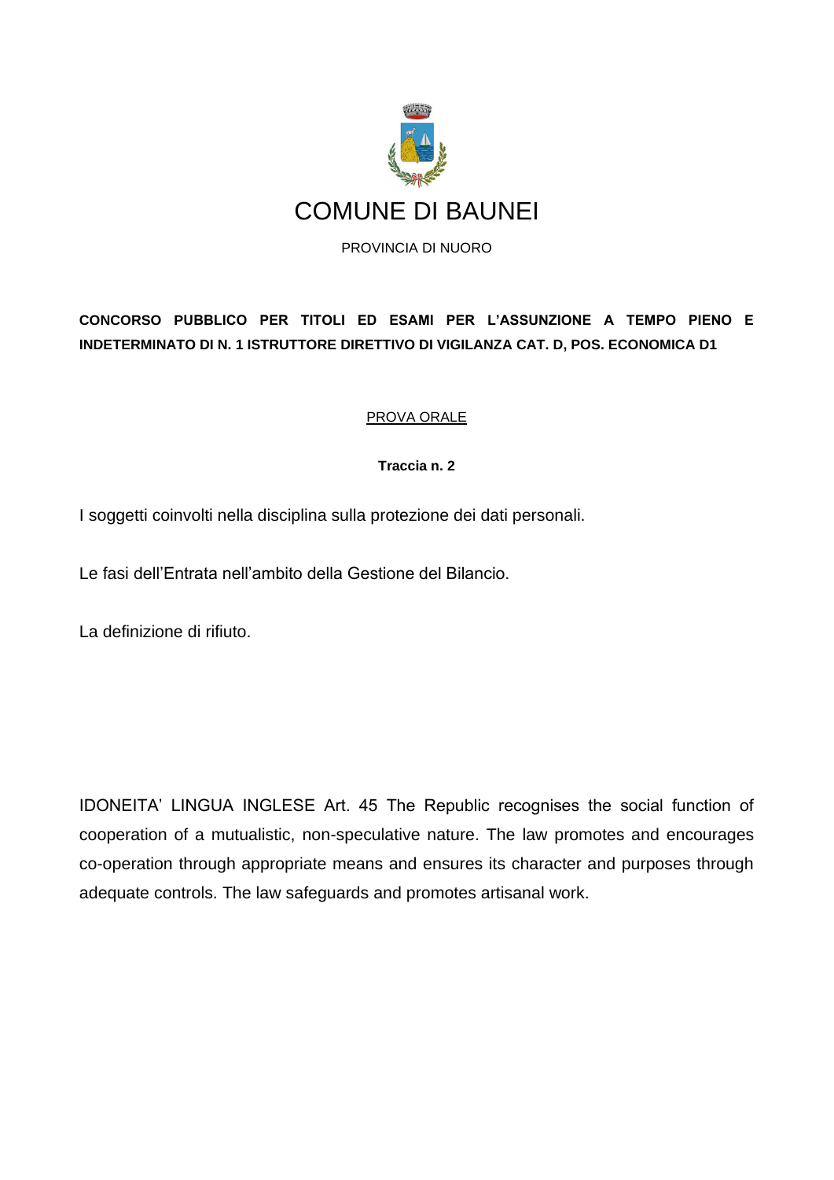# COMUNE DI BAUNEI

PROVINCIA DI NUORO

**CONCORSO PUBBLICO PER TITOLI ED ESAMI PER L'ASSUNZIONE A TEMPO PIENO E INDETERMINATO DI N. 1 ISTRUTTORE DIRETTIVO DI VIGILANZA CAT. D, POS. ECONOMICA D1**

PROVA ORALE

**Traccia n. 2**

I soggetti coinvolti nella disciplina sulla protezione dei dati personali.

Le fasi dell'Entrata nell'ambito della Gestione del Bilancio.

La definizione di rifiuto.

IDONEITA' LINGUA INGLESE Art. 45 The Republic recognises the social function of cooperation of a mutualistic, non-speculative nature. The law promotes and encourages co-operation through appropriate means and ensures its character and purposes through adequate controls. The law safeguards and promotes artisanal work.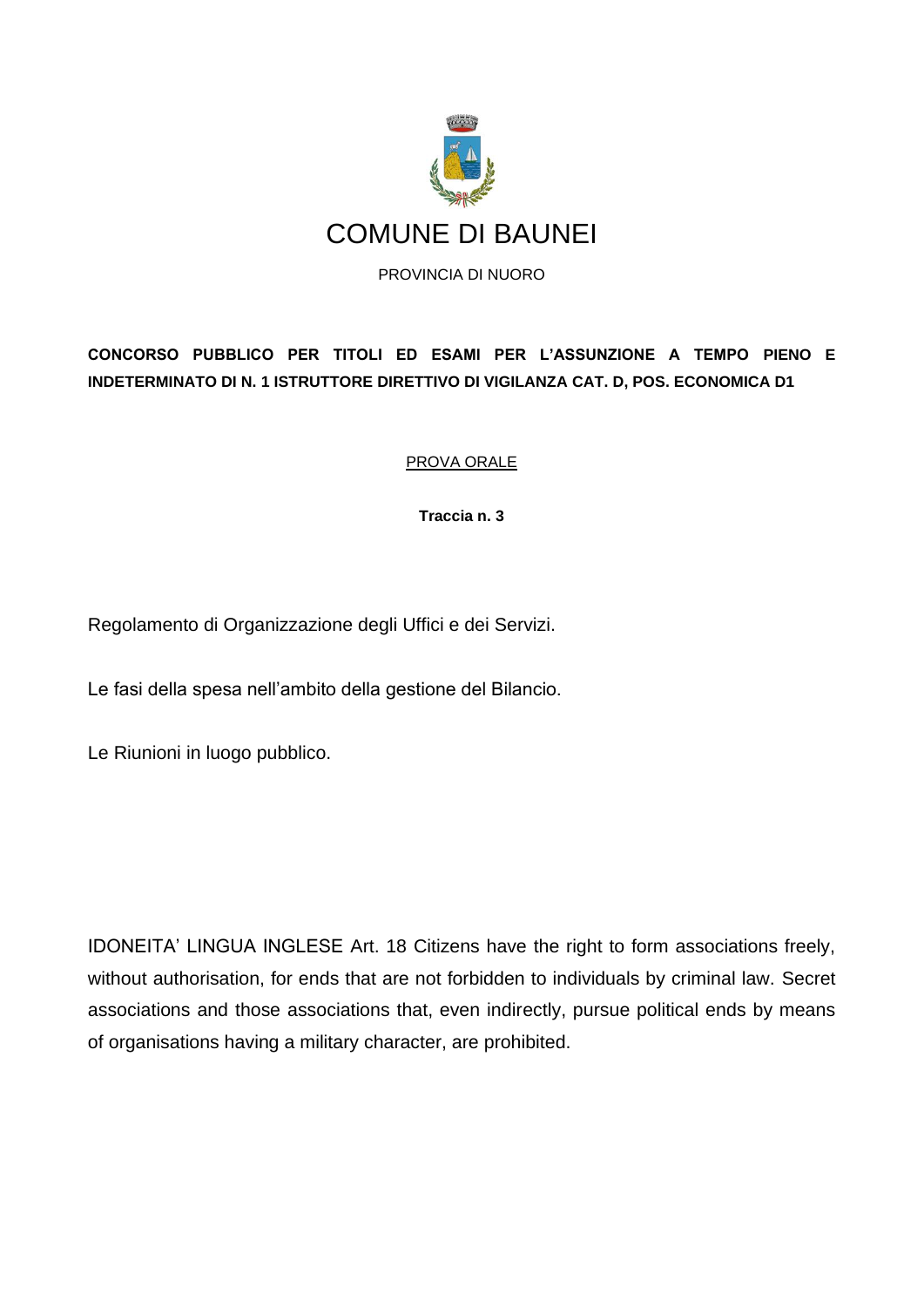# COMUNE DI BAUNEI

PROVINCIA DI NUORO

**CONCORSO PUBBLICO PER TITOLI ED ESAMI PER L'ASSUNZIONE A TEMPO PIENO E INDETERMINATO DI N. 1 ISTRUTTORE DIRETTIVO DI VIGILANZA CAT. D, POS. ECONOMICA D1**

<u>PROVA ORALE</u>

**Traccia n. 3**

Regolamento di Organizzazione degli Uffici e dei Servizi.

Le fasi della spesa nell'ambito della gestione del Bilancio.

Le Riunioni in luogo pubblico.

IDONEITA' LINGUA INGLESE Art. 18 Citizens have the right to form associations freely, without authorisation, for ends that are not forbidden to individuals by criminal law. Secret associations and those associations that, even indirectly, pursue political ends by means of organisations having a military character, are prohibited.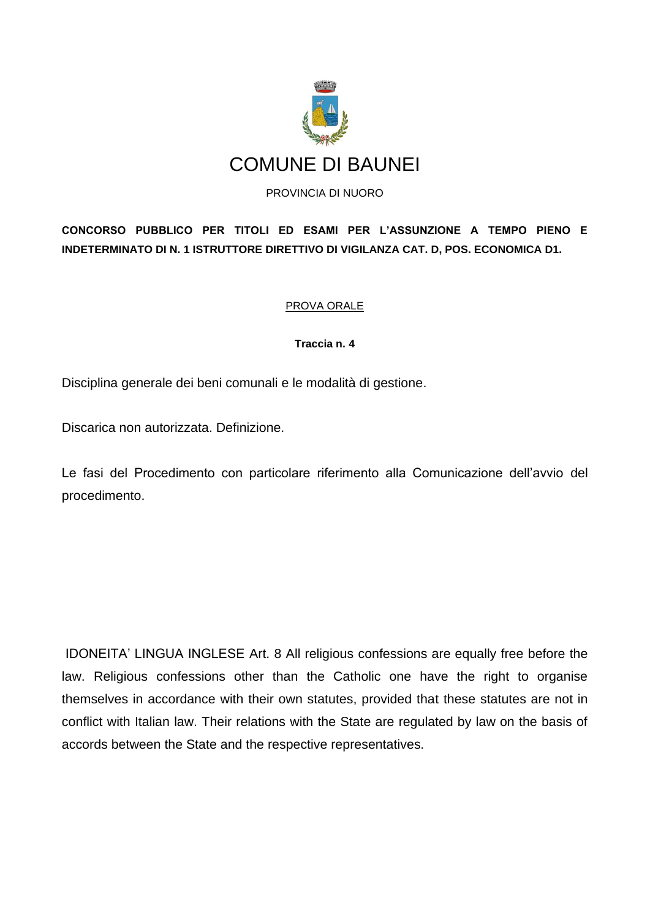# COMUNE DI BAUNEI

PROVINCIA DI NUORO

**CONCORSO PUBBLICO PER TITOLI ED ESAMI PER L'ASSUNZIONE A TEMPO PIENO E INDETERMINATO DI N. 1 ISTRUTTORE DIRETTIVO DI VIGILANZA CAT. D, POS. ECONOMICA D1.**

PROVA ORALE

**Traccia n. 4**

Disciplina generale dei beni comunali e le modalità di gestione.

Discarica non autorizzata. Definizione.

Le fasi del Procedimento con particolare riferimento alla Comunicazione dell'avvio del procedimento.

IDONEITA' LINGUA INGLESE Art. 8 All religious confessions are equally free before the law. Religious confessions other than the Catholic one have the right to organise themselves in accordance with their own statutes, provided that these statutes are not in conflict with Italian law. Their relations with the State are regulated by law on the basis of accords between the State and the respective representatives.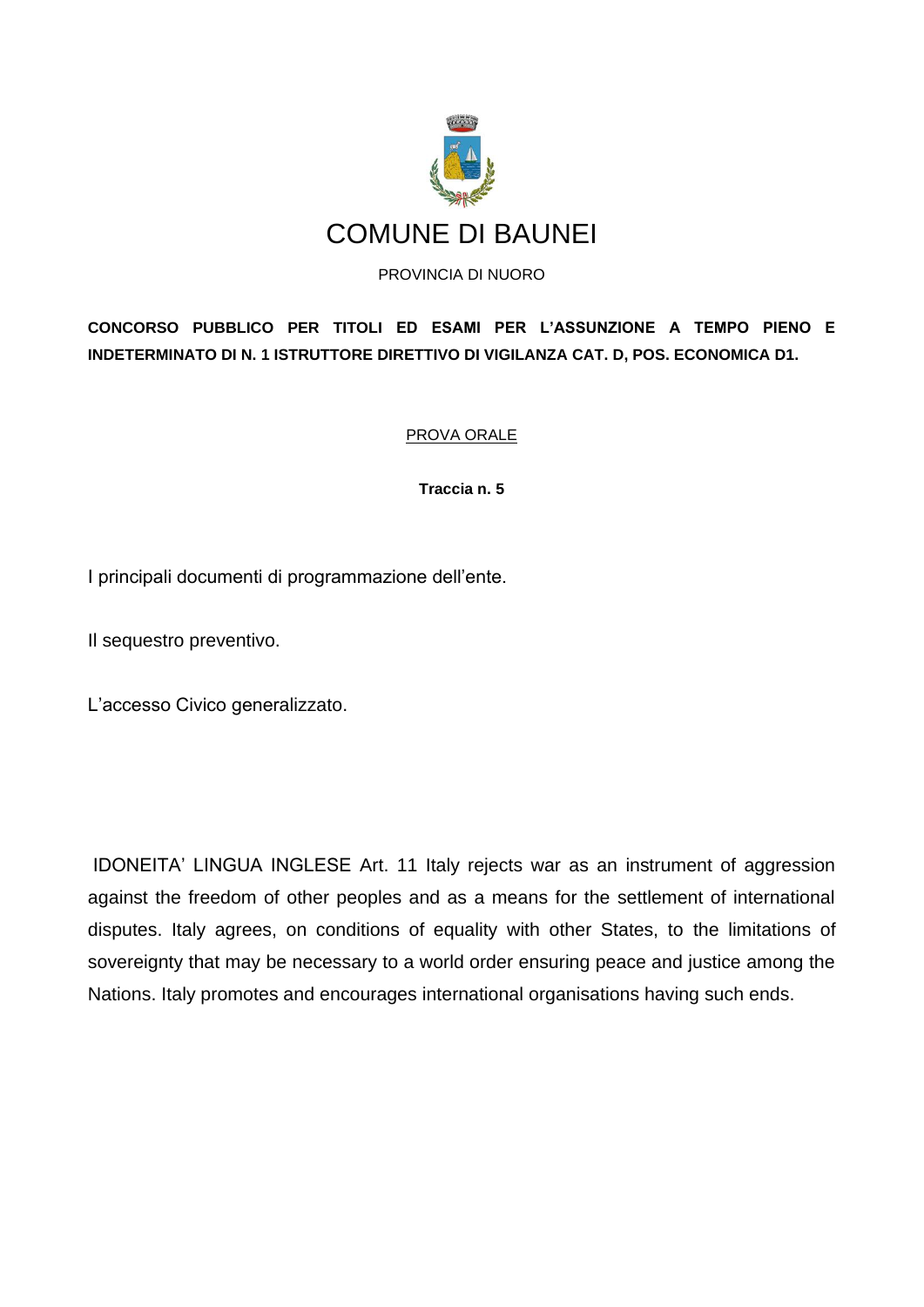# COMUNE DI BAUNEI

PROVINCIA DI NUORO

**CONCORSO PUBBLICO PER TITOLI ED ESAMI PER L'ASSUNZIONE A TEMPO PIENO E INDETERMINATO DI N. 1 ISTRUTTORE DIRETTIVO DI VIGILANZA CAT. D, POS. ECONOMICA D1.**

PROVA ORALE

**Traccia n. 5**

I principali documenti di programmazione dell'ente.

Il sequestro preventivo.

L'accesso Civico generalizzato.

IDONEITA' LINGUA INGLESE Art. 11 Italy rejects war as an instrument of aggression against the freedom of other peoples and as a means for the settlement of international disputes. Italy agrees, on conditions of equality with other States, to the limitations of sovereignty that may be necessary to a world order ensuring peace and justice among the Nations. Italy promotes and encourages international organisations having such ends.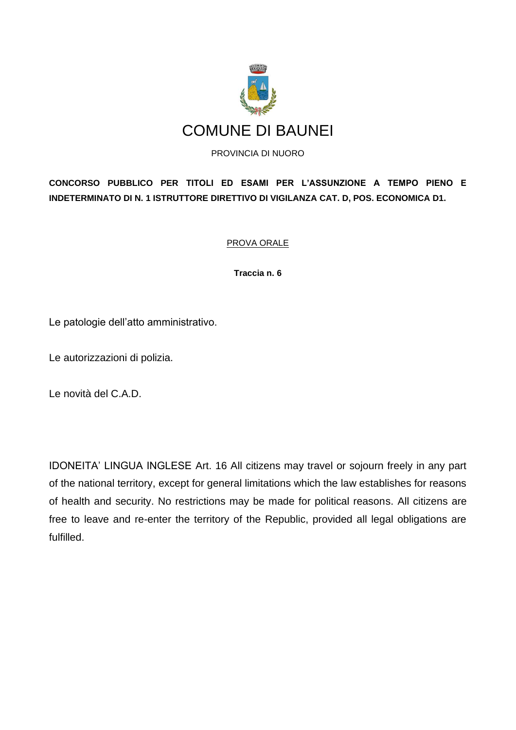# COMUNE DI BAUNEI

PROVINCIA DI NUORO

**CONCORSO PUBBLICO PER TITOLI ED ESAMI PER L'ASSUNZIONE A TEMPO PIENO E INDETERMINATO DI N. 1 ISTRUTTORE DIRETTIVO DI VIGILANZA CAT. D, POS. ECONOMICA D1.**

PROVA ORALE

**Traccia n. 6**

Le patologie dell'atto amministrativo.

Le autorizzazioni di polizia.

Le novità del C.A.D.

IDONEITA' LINGUA INGLESE Art. 16 All citizens may travel or sojourn freely in any part of the national territory, except for general limitations which the law establishes for reasons of health and security. No restrictions may be made for political reasons. All citizens are free to leave and re-enter the territory of the Republic, provided all legal obligations are fulfilled.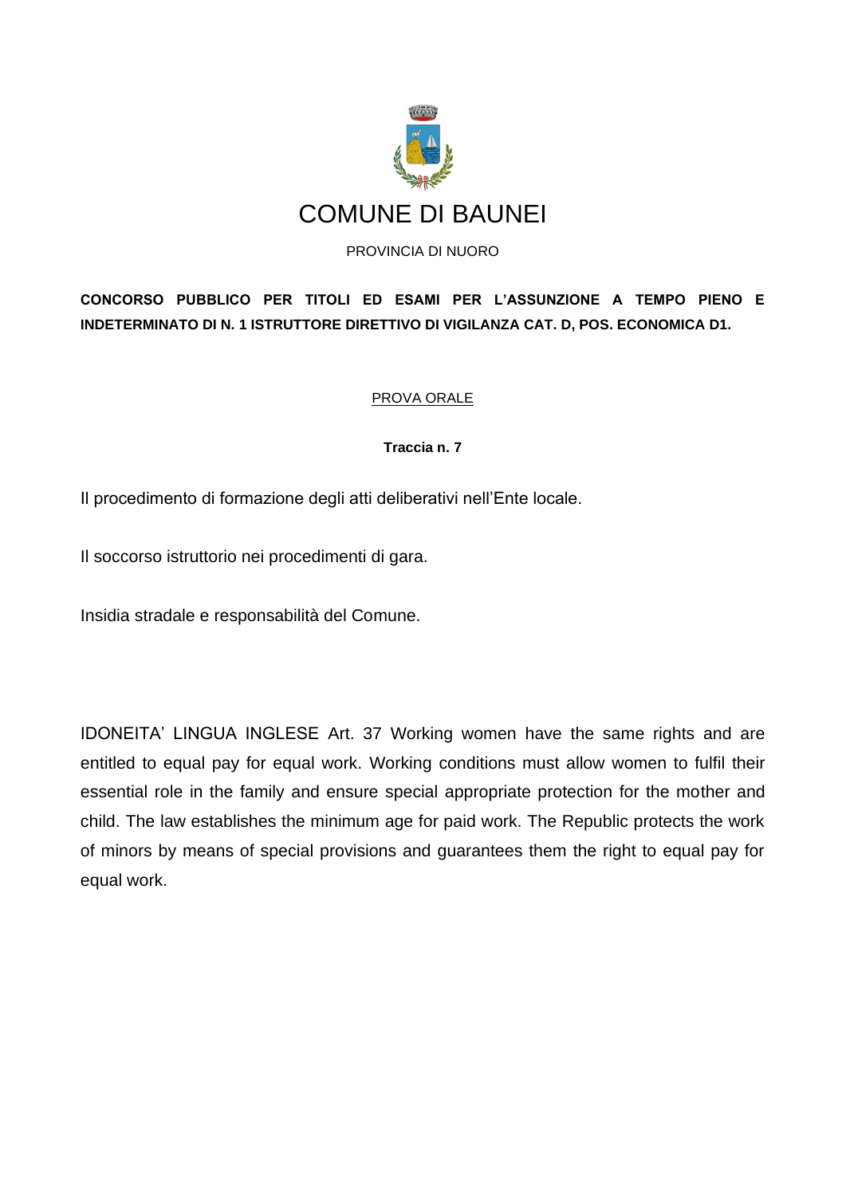# COMUNE DI BAUNEI

PROVINCIA DI NUORO

**CONCORSO PUBBLICO PER TITOLI ED ESAMI PER L'ASSUNZIONE A TEMPO PIENO E INDETERMINATO DI N. 1 ISTRUTTORE DIRETTIVO DI VIGILANZA CAT. D, POS. ECONOMICA D1.**

PROVA ORALE

**Traccia n. 7**

Il procedimento di formazione degli atti deliberativi nell'Ente locale.

Il soccorso istruttorio nei procedimenti di gara.

Insidia stradale e responsabilità del Comune.

IDONEITA' LINGUA INGLESE Art. 37 Working women have the same rights and are entitled to equal pay for equal work. Working conditions must allow women to fulfil their essential role in the family and ensure special appropriate protection for the mother and child. The law establishes the minimum age for paid work. The Republic protects the work of minors by means of special provisions and guarantees them the right to equal pay for equal work.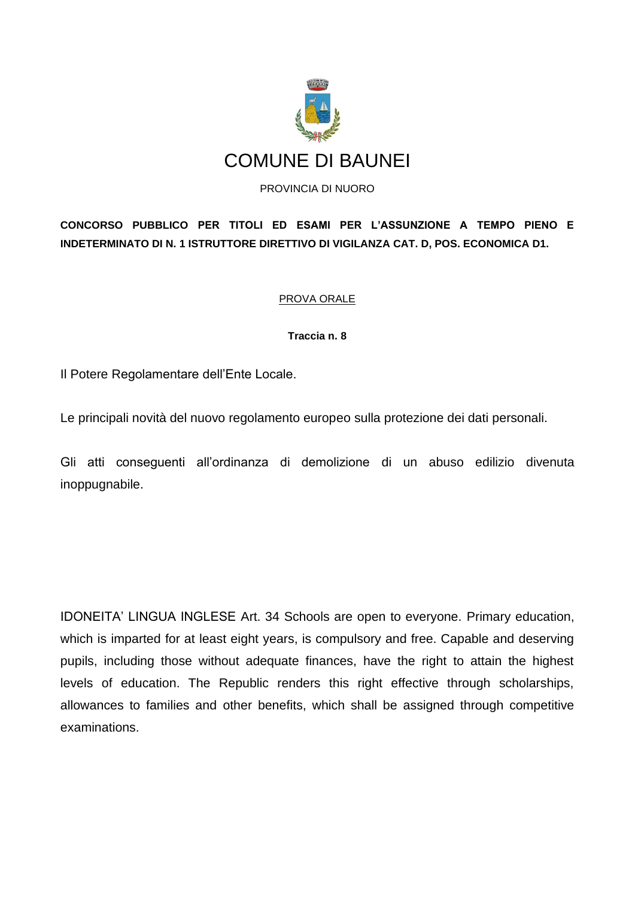# COMUNE DI BAUNEI

PROVINCIA DI NUORO

**CONCORSO PUBBLICO PER TITOLI ED ESAMI PER L'ASSUNZIONE A TEMPO PIENO E INDETERMINATO DI N. 1 ISTRUTTORE DIRETTIVO DI VIGILANZA CAT. D, POS. ECONOMICA D1.**

PROVA ORALE

**Traccia n. 8**

Il Potere Regolamentare dell'Ente Locale.

Le principali novità del nuovo regolamento europeo sulla protezione dei dati personali.

Gli atti conseguenti all'ordinanza di demolizione di un abuso edilizio divenuta inoppugnabile.

IDONEITA' LINGUA INGLESE Art. 34 Schools are open to everyone. Primary education, which is imparted for at least eight years, is compulsory and free. Capable and deserving pupils, including those without adequate finances, have the right to attain the highest levels of education. The Republic renders this right effective through scholarships, allowances to families and other benefits, which shall be assigned through competitive examinations.